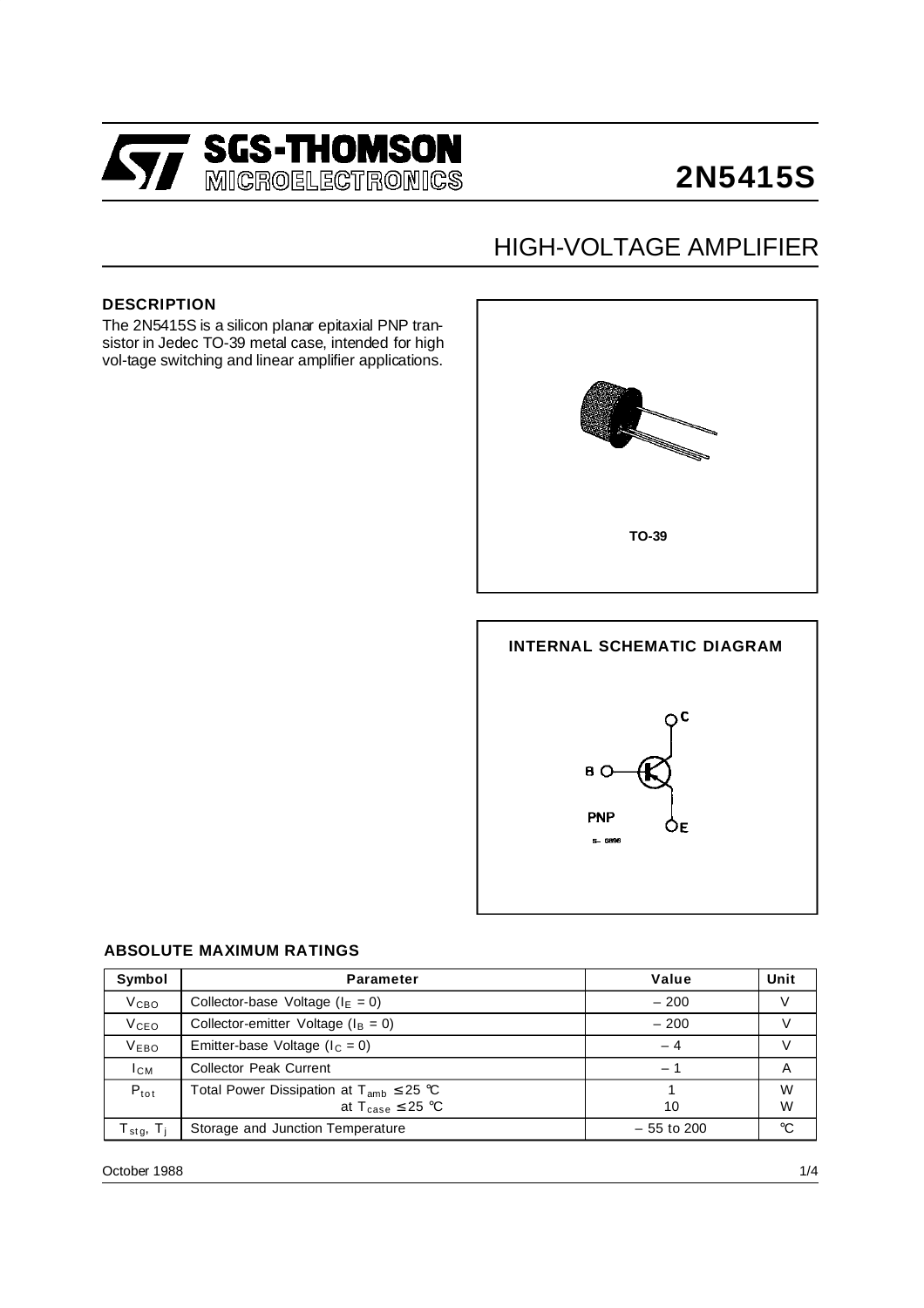SGS-THOMSON MICROELECTRONICS

# 2N5415S

## HIGH-VOLTAGE AMPLIFIER

### DESCRIPTION

The 2N5415S is a silicon planar epitaxial PNP transistor in Jedec TO-39 metal case, intended for high vol-tage switching and linear amplifier applications.

TO-39

### INTERNAL SCHEMATIC DIAGRAM

### ABSOLUTE MAXIMUM RATINGS

| Symbol | Parameter | Value | Unit |
|---|---|---|---|
| $V_{CBO}$ | Collector-base Voltage ($I_E = 0$) | – 200 | V |
| $V_{CEO}$ | Collector-emitter Voltage ($I_B = 0$) | – 200 | V |
| $V_{EBO}$ | Emitter-base Voltage ($I_C = 0$) | – 4 | V |
| $I_{CM}$ | Collector Peak Current | – 1 | A |
| $P_{tot}$ | Total Power Dissipation at $T_{amb} \leq 25$ °C<br>at $T_{case} \leq 25$ °C | 1<br>10 | W<br>W |
| $T_{stg}$, $T_j$ | Storage and Junction Temperature | – 55 to 200 | °C |

October 1988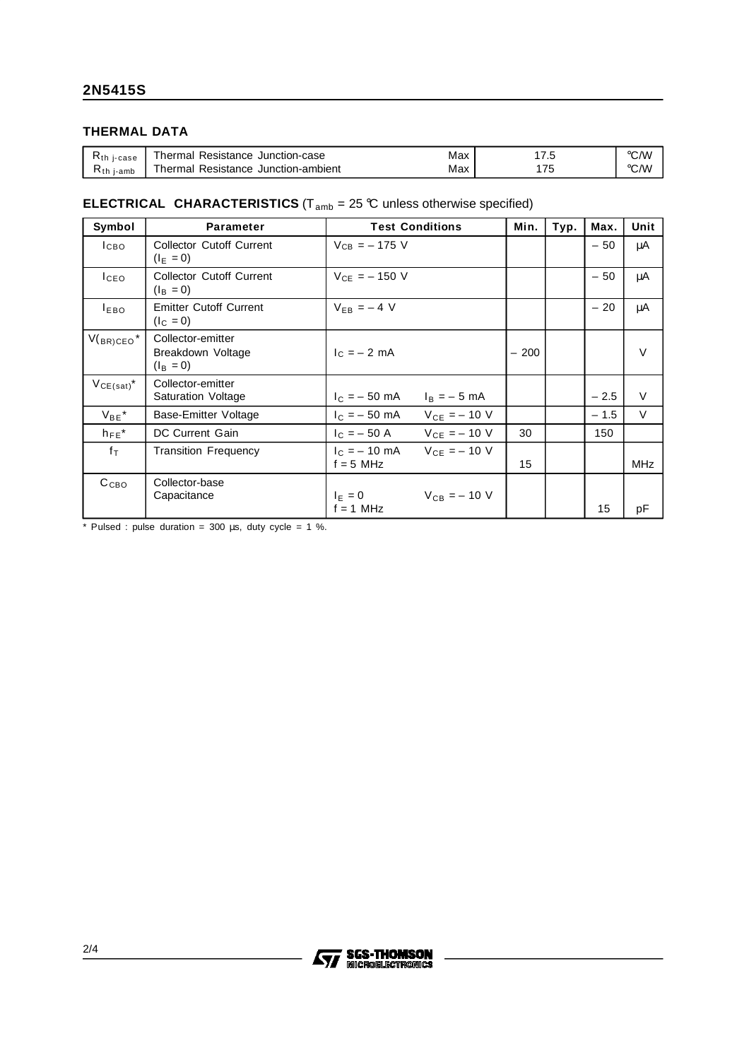## THERMAL DATA

| | | | | |
|---|---|---|---|---|
| $R_{th\ j\text{-}case}$ | Thermal Resistance Junction-case | Max | 17.5 | °C/W |
| $R_{th\ j\text{-}amb}$ | Thermal Resistance Junction-ambient | Max | 175 | °C/W |

## ELECTRICAL CHARACTERISTICS ($T_{amb}$ = 25 °C unless otherwise specified)

| Symbol | Parameter | Test Conditions | | Min. | Typ. | Max. | Unit |
|---|---|---|---|---|---|---|---|
| $I_{CBO}$ | Collector Cutoff Current ($I_E$ = 0) | $V_{CB}$ = – 175 V | | | | – 50 | µA |
| $I_{CEO}$ | Collector Cutoff Current ($I_B$ = 0) | $V_{CE}$ = – 150 V | | | | – 50 | µA |
| $I_{EBO}$ | Emitter Cutoff Current ($I_C$ = 0) | $V_{EB}$ = – 4 V | | | | – 20 | µA |
| $V_{(BR)CEO}$* | Collector-emitter Breakdown Voltage ($I_B$ = 0) | $I_C$ = – 2 mA | | – 200 | | | V |
| $V_{CE(sat)}$* | Collector-emitter Saturation Voltage | $I_C$ = – 50 mA | $I_B$ = – 5 mA | | | – 2.5 | V |
| $V_{BE}$* | Base-Emitter Voltage | $I_C$ = – 50 mA | $V_{CE}$ = – 10 V | | | – 1.5 | V |
| $h_{FE}$* | DC Current Gain | $I_C$ = – 50 A | $V_{CE}$ = – 10 V | 30 | | 150 | |
| $f_T$ | Transition Frequency | $I_C$ = – 10 mA f = 5 MHz | $V_{CE}$ = – 10 V | 15 | | | MHz |
| $C_{CBO}$ | Collector-base Capacitance | $I_E$ = 0 f = 1 MHz | $V_{CB}$ = – 10 V | | | 15 | pF |

* Pulsed : pulse duration = 300 µs, duty cycle = 1 %.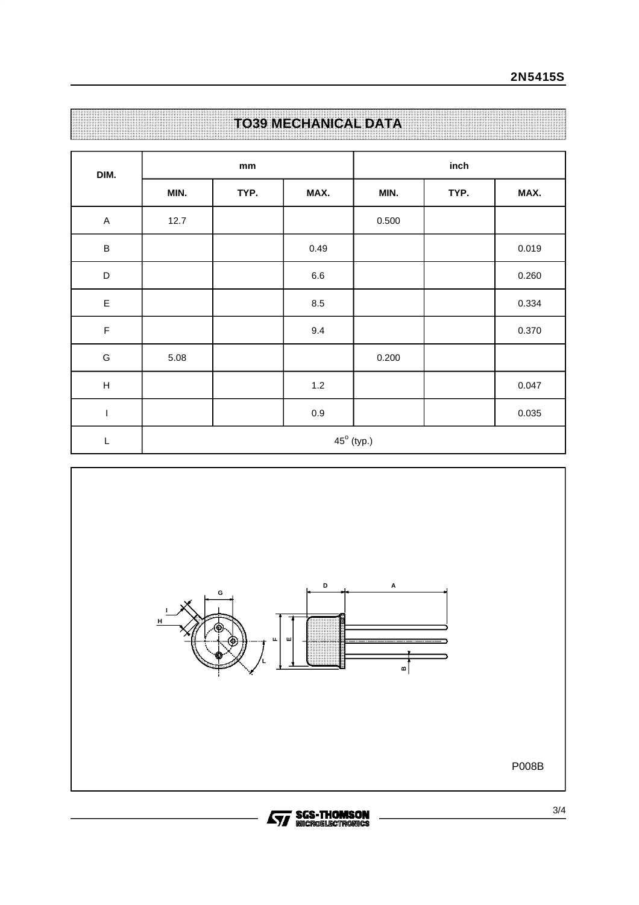## TO39 MECHANICAL DATA

| DIM. | mm | | | inch | | |
|---|---|---|---|---|---|---|
| | MIN. | TYP. | MAX. | MIN. | TYP. | MAX. |
| A | 12.7 | | | 0.500 | | |
| B | | | 0.49 | | | 0.019 |
| D | | | 6.6 | | | 0.260 |
| E | | | 8.5 | | | 0.334 |
| F | | | 9.4 | | | 0.370 |
| G | 5.08 | | | 0.200 | | |
| H | | | 1.2 | | | 0.047 |
| I | | | 0.9 | | | 0.035 |
| L | $45^{o}$ (typ.) | | | | | |

P008B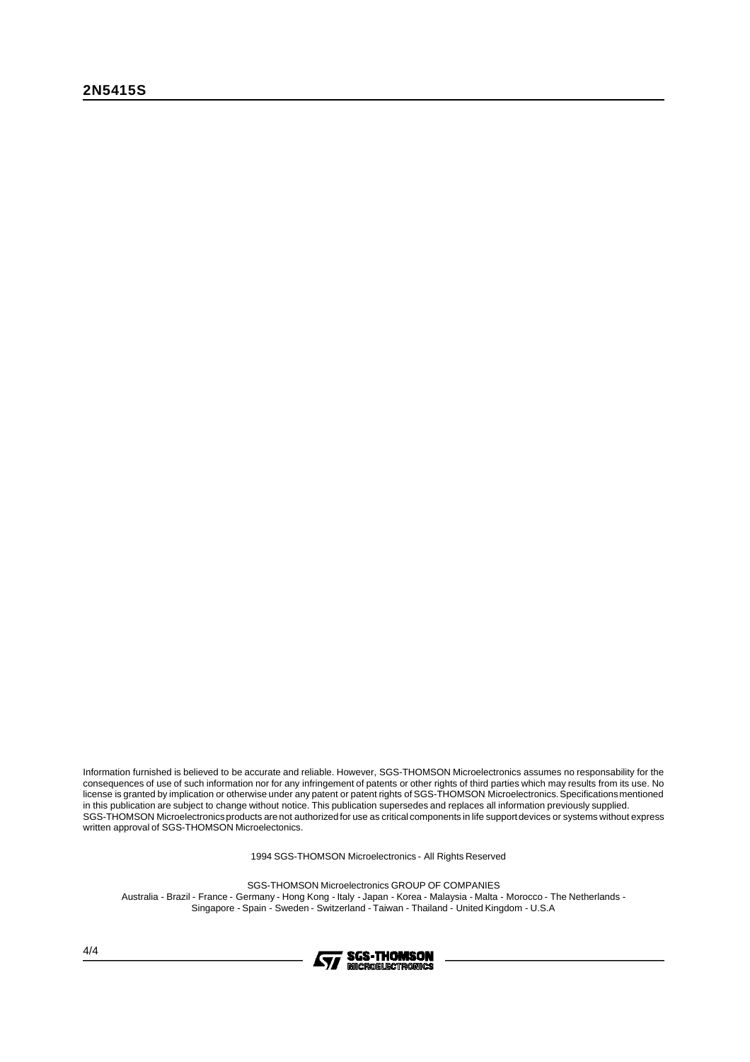Information furnished is believed to be accurate and reliable. However, SGS-THOMSON Microelectronics assumes no responsability for the consequences of use of such information nor for any infringement of patents or other rights of third parties which may results from its use. No license is granted by implication or otherwise under any patent or patent rights of SGS-THOMSON Microelectronics. Specifications mentioned in this publication are subject to change without notice. This publication supersedes and replaces all information previously supplied. SGS-THOMSON Microelectronics products are not authorized for use as critical components in life support devices or systems without express written approval of SGS-THOMSON Microelectonics.

1994 SGS-THOMSON Microelectronics - All Rights Reserved

SGS-THOMSON Microelectronics GROUP OF COMPANIES

Australia - Brazil - France - Germany - Hong Kong - Italy - Japan - Korea - Malaysia - Malta - Morocco - The Netherlands - Singapore - Spain - Sweden - Switzerland - Taiwan - Thailand - United Kingdom - U.S.A